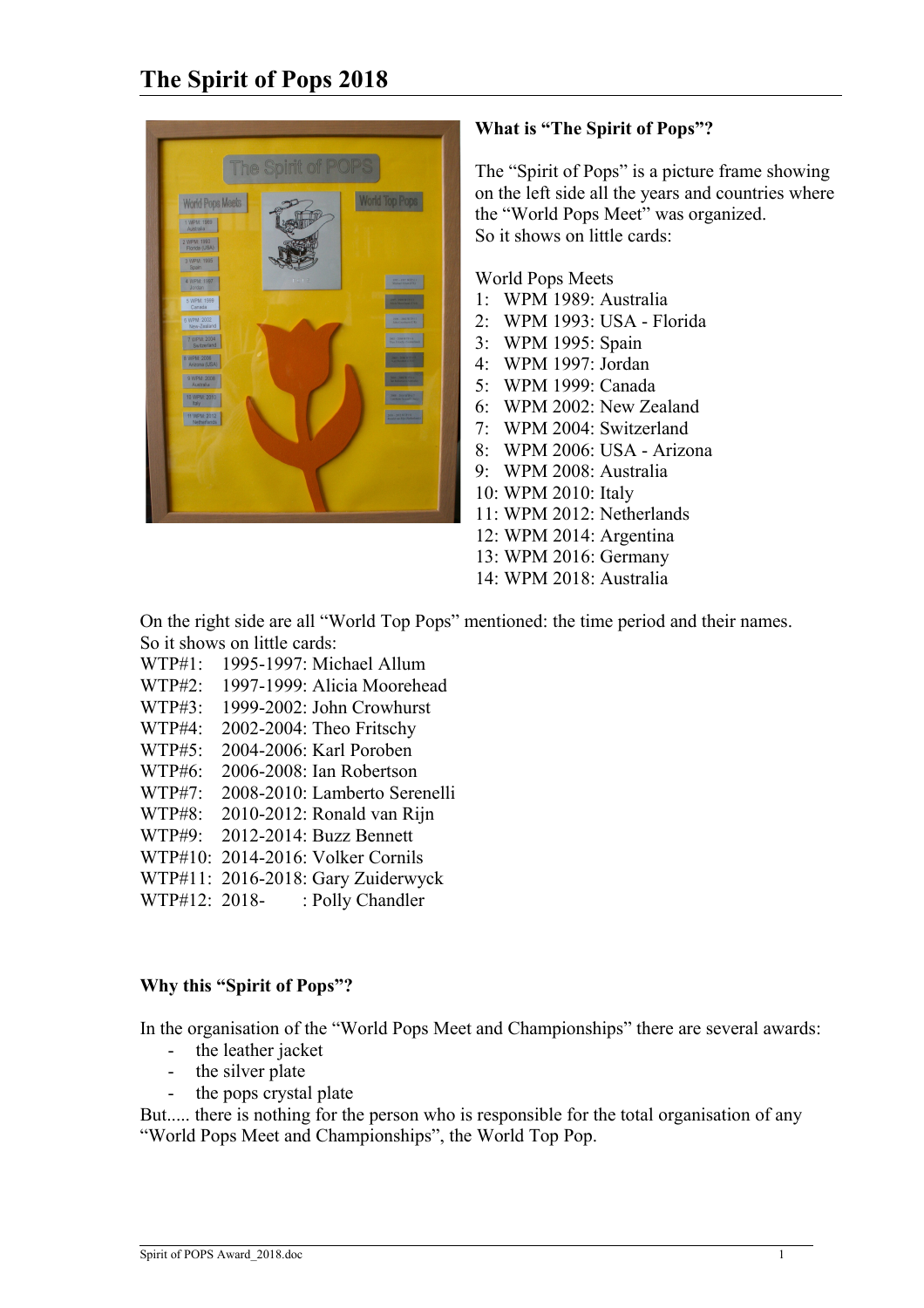# The Spirit of Pops 2018

**What is "The Spirit of Pops"?**

The "Spirit of Pops" is a picture frame showing on the left side all the years and countries where the "World Pops Meet" was organized.
So it shows on little cards:

World Pops Meets
1: WPM 1989: Australia
2: WPM 1993: USA - Florida
3: WPM 1995: Spain
4: WPM 1997: Jordan
5: WPM 1999: Canada
6: WPM 2002: New Zealand
7: WPM 2004: Switzerland
8: WPM 2006: USA - Arizona
9: WPM 2008: Australia
10: WPM 2010: Italy
11: WPM 2012: Netherlands
12: WPM 2014: Argentina
13: WPM 2016: Germany
14: WPM 2018: Australia

On the right side are all "World Top Pops" mentioned: the time period and their names.
So it shows on little cards:
WTP#1: 1995-1997: Michael Allum
WTP#2: 1997-1999: Alicia Moorehead
WTP#3: 1999-2002: John Crowhurst
WTP#4: 2002-2004: Theo Fritschy
WTP#5: 2004-2006: Karl Poroben
WTP#6: 2006-2008: Ian Robertson
WTP#7: 2008-2010: Lamberto Serenelli
WTP#8: 2010-2012: Ronald van Rijn
WTP#9: 2012-2014: Buzz Bennett
WTP#10: 2014-2016: Volker Cornils
WTP#11: 2016-2018: Gary Zuiderwyck
WTP#12: 2018- : Polly Chandler

**Why this "Spirit of Pops"?**

In the organisation of the "World Pops Meet and Championships" there are several awards:

- the leather jacket
- the silver plate
- the pops crystal plate

But..... there is nothing for the person who is responsible for the total organisation of any "World Pops Meet and Championships", the World Top Pop.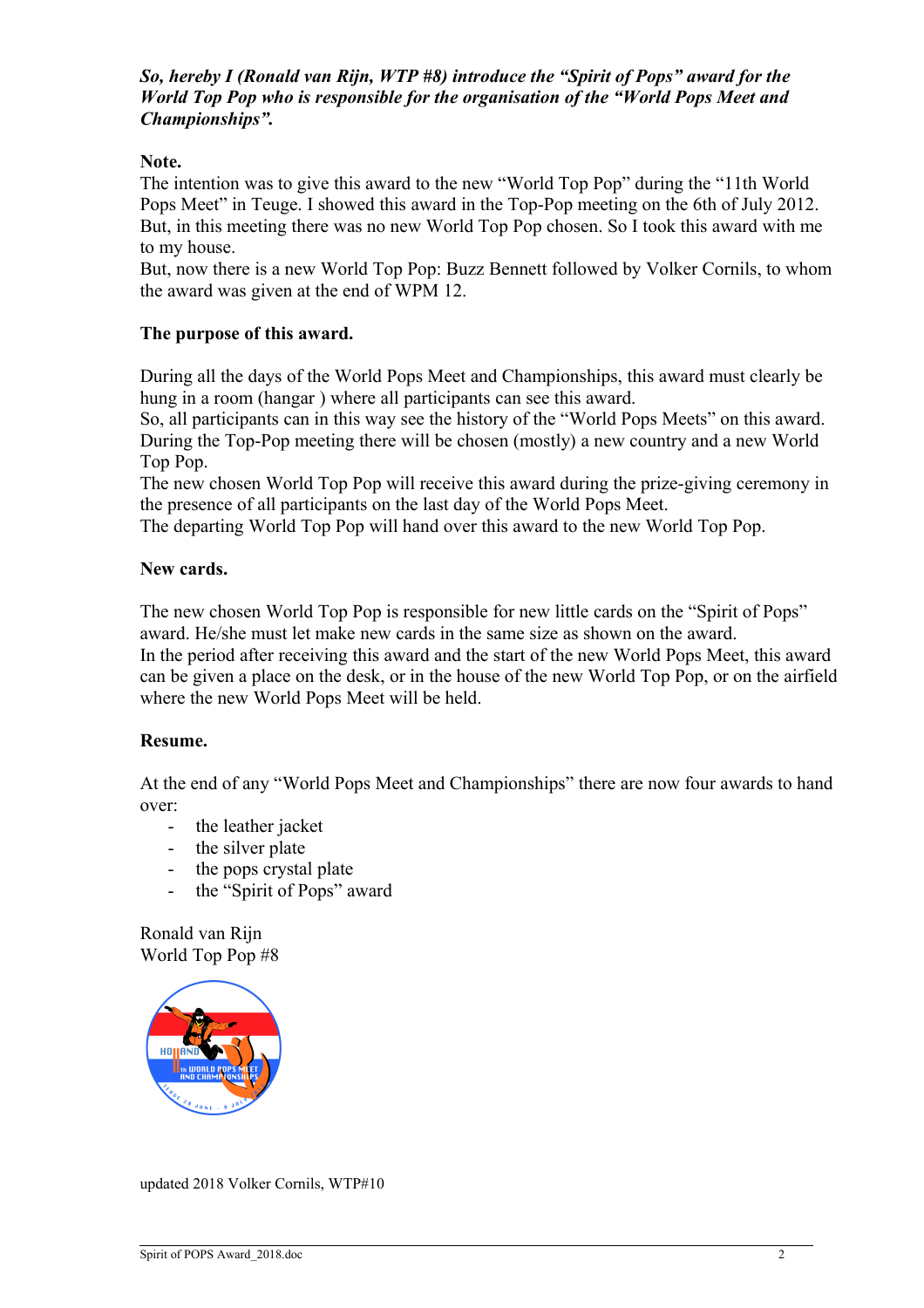***So, hereby I (Ronald van Rijn, WTP #8) introduce the "Spirit of Pops" award for the World Top Pop who is responsible for the organisation of the "World Pops Meet and Championships".***

**Note.**

The intention was to give this award to the new "World Top Pop" during the "11th World Pops Meet" in Teuge. I showed this award in the Top-Pop meeting on the 6th of July 2012. But, in this meeting there was no new World Top Pop chosen. So I took this award with me to my house.
But, now there is a new World Top Pop: Buzz Bennett followed by Volker Cornils, to whom the award was given at the end of WPM 12.

**The purpose of this award.**

During all the days of the World Pops Meet and Championships, this award must clearly be hung in a room (hangar ) where all participants can see this award.
So, all participants can in this way see the history of the "World Pops Meets" on this award.
During the Top-Pop meeting there will be chosen (mostly) a new country and a new World Top Pop.
The new chosen World Top Pop will receive this award during the prize-giving ceremony in the presence of all participants on the last day of the World Pops Meet.
The departing World Top Pop will hand over this award to the new World Top Pop.

**New cards.**

The new chosen World Top Pop is responsible for new little cards on the "Spirit of Pops" award. He/she must let make new cards in the same size as shown on the award.
In the period after receiving this award and the start of the new World Pops Meet, this award can be given a place on the desk, or in the house of the new World Top Pop, or on the airfield where the new World Pops Meet will be held.

**Resume.**

At the end of any "World Pops Meet and Championships" there are now four awards to hand over:

- the leather jacket
- the silver plate
- the pops crystal plate
- the "Spirit of Pops" award

Ronald van Rijn
World Top Pop #8

updated 2018 Volker Cornils, WTP#10